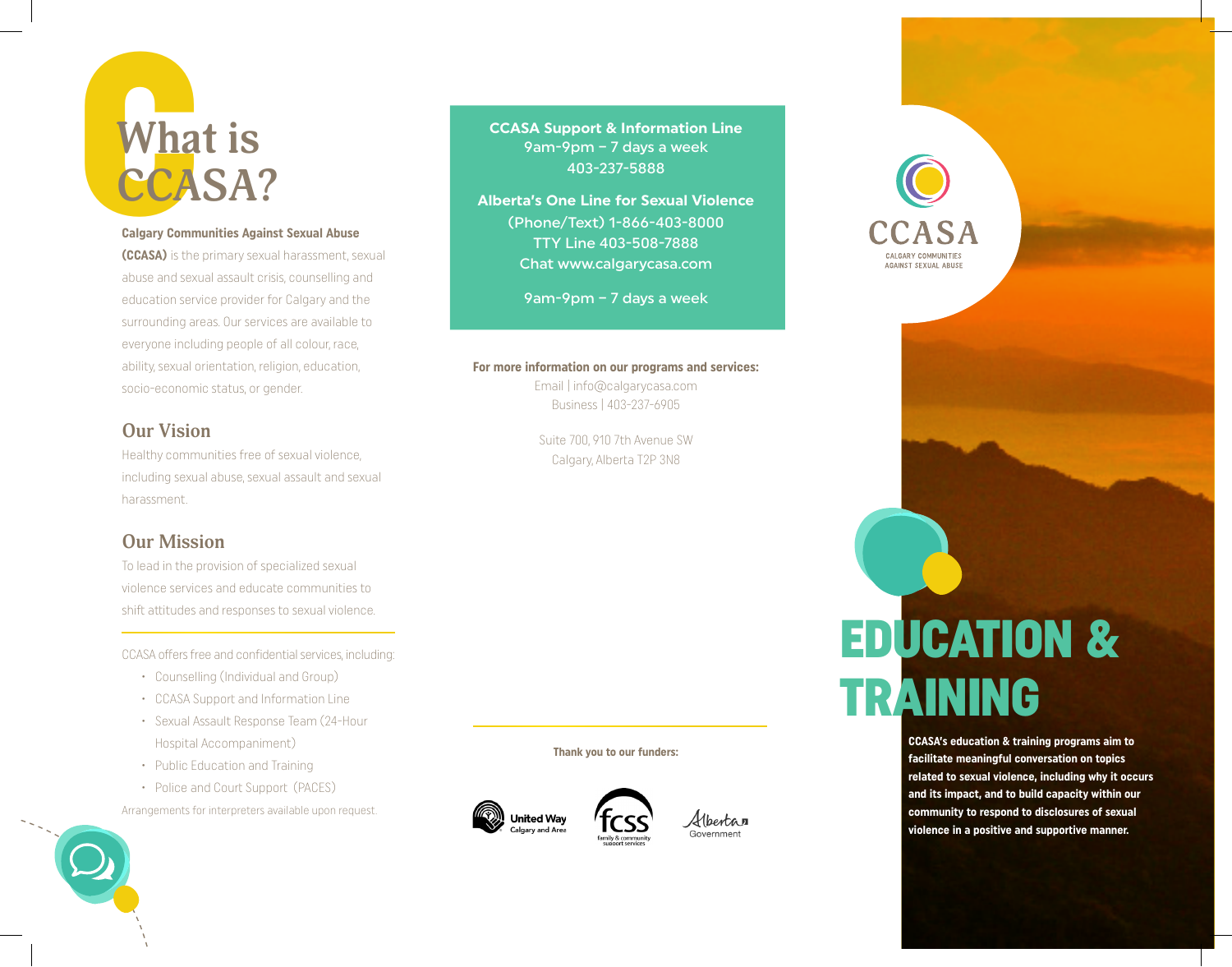# What is CCASA?

**Calgary Communities Against Sexual Abuse (CCASA)** is the primary sexual harassment, sexual abuse and sexual assault crisis, counselling and education service provider for Calgary and the surrounding areas. Our services are available to everyone including people of all colour, race, ability, sexual orientation, religion, education, socio-economic status, or gender.

## Our Vision

Healthy communities free of sexual violence, including sexual abuse, sexual assault and sexual harassment.

## Our Mission

To lead in the provision of specialized sexual violence services and educate communities to shift attitudes and responses to sexual violence.

CCASA offers free and confidential services, including:

- Counselling (Individual and Group)
- CCASA Support and Information Line
- Sexual Assault Response Team (24-Hour Hospital Accompaniment)
- Public Education and Training
- Police and Court Support (PACES)

Arrangements for interpreters available upon request.

**CCASA Support & Information Line**
9am-9pm – 7 days a week
403-237-5888

**Alberta's One Line for Sexual Violence**
(Phone/Text) 1-866-403-8000
TTY Line 403-508-7888
Chat www.calgarycasa.com

9am-9pm – 7 days a week

**For more information on our programs and services:**
Email | info@calgarycasa.com
Business | 403-237-6905

Suite 700, 910 7th Avenue SW
Calgary, Alberta T2P 3N8

**Thank you to our funders:**

United Way Calgary and Area · fcss family & community support services · Alberta Government

CCASA
CALGARY COMMUNITIES AGAINST SEXUAL ABUSE

# EDUCATION & TRAINING

**CCASA's education & training programs aim to facilitate meaningful conversation on topics related to sexual violence, including why it occurs and its impact, and to build capacity within our community to respond to disclosures of sexual violence in a positive and supportive manner.**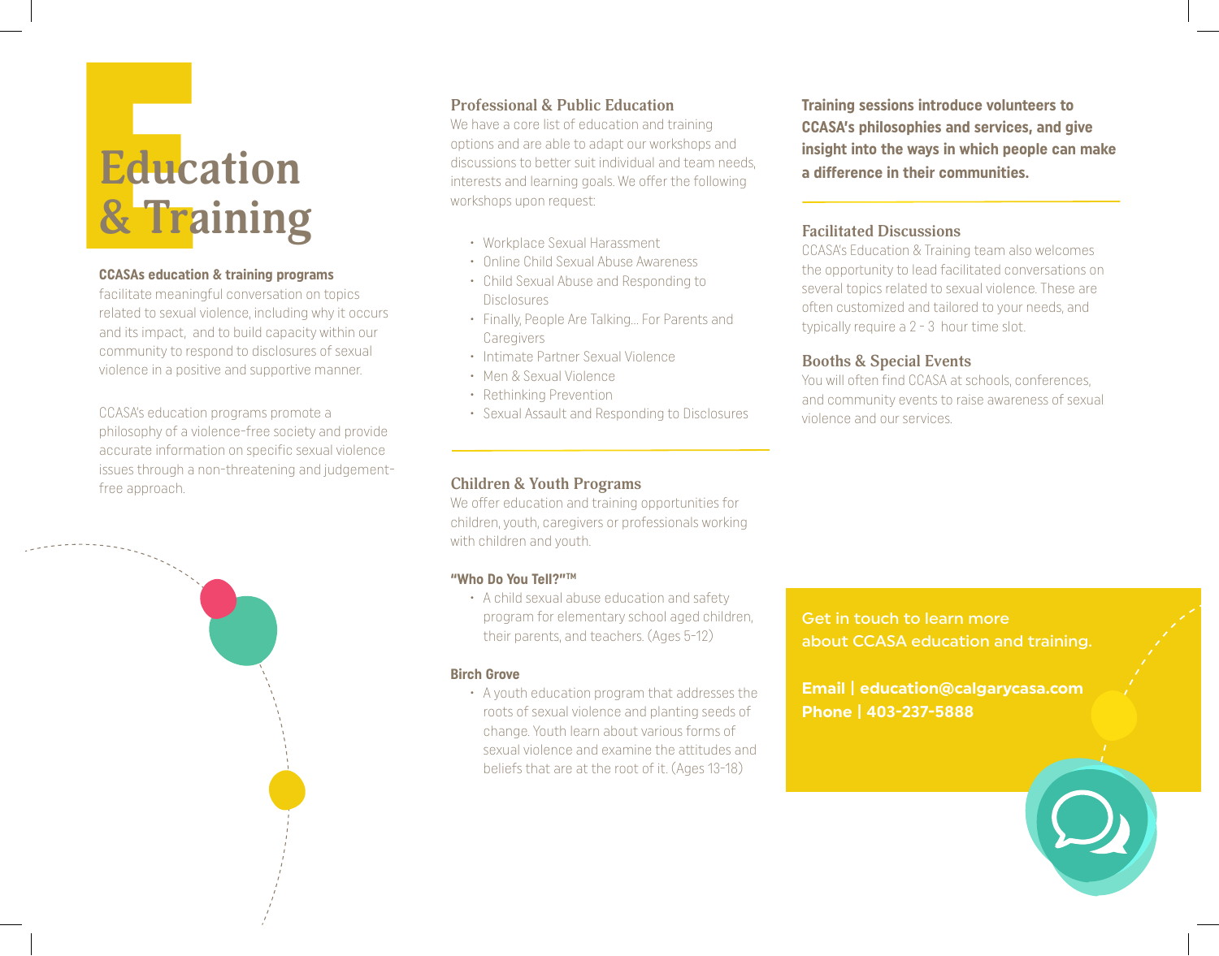# Education & Training

**CCASAs education & training programs** facilitate meaningful conversation on topics related to sexual violence, including why it occurs and its impact, and to build capacity within our community to respond to disclosures of sexual violence in a positive and supportive manner.

CCASA's education programs promote a philosophy of a violence-free society and provide accurate information on specific sexual violence issues through a non-threatening and judgement-free approach.

## Professional & Public Education

We have a core list of education and training options and are able to adapt our workshops and discussions to better suit individual and team needs, interests and learning goals. We offer the following workshops upon request:

- Workplace Sexual Harassment
- Online Child Sexual Abuse Awareness
- Child Sexual Abuse and Responding to Disclosures
- Finally, People Are Talking... For Parents and Caregivers
- Intimate Partner Sexual Violence
- Men & Sexual Violence
- Rethinking Prevention
- Sexual Assault and Responding to Disclosures

## Children & Youth Programs

We offer education and training opportunities for children, youth, caregivers or professionals working with children and youth.

### "Who Do You Tell?"™

- A child sexual abuse education and safety program for elementary school aged children, their parents, and teachers. (Ages 5-12)

### Birch Grove

- A youth education program that addresses the roots of sexual violence and planting seeds of change. Youth learn about various forms of sexual violence and examine the attitudes and beliefs that are at the root of it. (Ages 13-18)

**Training sessions introduce volunteers to CCASA's philosophies and services, and give insight into the ways in which people can make a difference in their communities.**

## Facilitated Discussions

CCASA's Education & Training team also welcomes the opportunity to lead facilitated conversations on several topics related to sexual violence. These are often customized and tailored to your needs, and typically require a 2 - 3 hour time slot.

## Booths & Special Events

You will often find CCASA at schools, conferences, and community events to raise awareness of sexual violence and our services.

Get in touch to learn more about CCASA education and training.

**Email | education@calgarycasa.com**
**Phone | 403-237-5888**